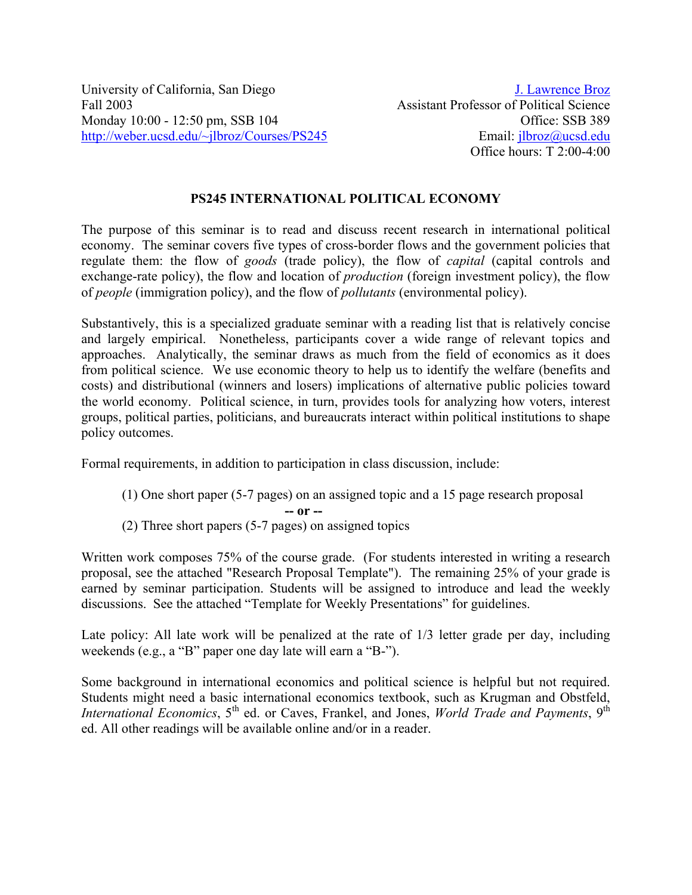University of California, San Diego
Fall 2003
Monday 10:00 - 12:50 pm, SSB 104
http://weber.ucsd.edu/~jlbroz/Courses/PS245

J. Lawrence Broz
Assistant Professor of Political Science
Office: SSB 389
Email: jlbroz@ucsd.edu
Office hours: T 2:00-4:00

## PS245 INTERNATIONAL POLITICAL ECONOMY

The purpose of this seminar is to read and discuss recent research in international political economy. The seminar covers five types of cross-border flows and the government policies that regulate them: the flow of *goods* (trade policy), the flow of *capital* (capital controls and exchange-rate policy), the flow and location of *production* (foreign investment policy), the flow of *people* (immigration policy), and the flow of *pollutants* (environmental policy).

Substantively, this is a specialized graduate seminar with a reading list that is relatively concise and largely empirical. Nonetheless, participants cover a wide range of relevant topics and approaches. Analytically, the seminar draws as much from the field of economics as it does from political science. We use economic theory to help us to identify the welfare (benefits and costs) and distributional (winners and losers) implications of alternative public policies toward the world economy. Political science, in turn, provides tools for analyzing how voters, interest groups, political parties, politicians, and bureaucrats interact within political institutions to shape policy outcomes.

Formal requirements, in addition to participation in class discussion, include:

(1) One short paper (5-7 pages) on an assigned topic and a 15 page research proposal

**-- or --**

(2) Three short papers (5-7 pages) on assigned topics

Written work composes 75% of the course grade. (For students interested in writing a research proposal, see the attached "Research Proposal Template"). The remaining 25% of your grade is earned by seminar participation. Students will be assigned to introduce and lead the weekly discussions. See the attached "Template for Weekly Presentations" for guidelines.

Late policy: All late work will be penalized at the rate of 1/3 letter grade per day, including weekends (e.g., a "B" paper one day late will earn a "B-").

Some background in international economics and political science is helpful but not required. Students might need a basic international economics textbook, such as Krugman and Obstfeld, *International Economics*, 5th ed. or Caves, Frankel, and Jones, *World Trade and Payments*, 9th ed. All other readings will be available online and/or in a reader.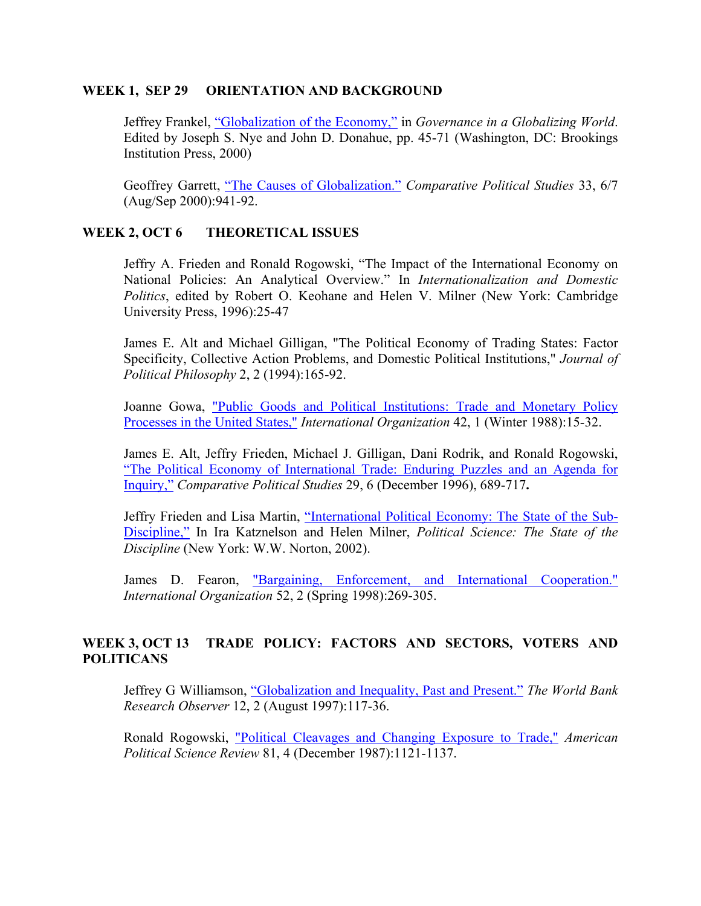## WEEK 1, SEP 29 ORIENTATION AND BACKGROUND

Jeffrey Frankel, "Globalization of the Economy," in *Governance in a Globalizing World*. Edited by Joseph S. Nye and John D. Donahue, pp. 45-71 (Washington, DC: Brookings Institution Press, 2000)

Geoffrey Garrett, "The Causes of Globalization." *Comparative Political Studies* 33, 6/7 (Aug/Sep 2000):941-92.

## WEEK 2, OCT 6 THEORETICAL ISSUES

Jeffry A. Frieden and Ronald Rogowski, "The Impact of the International Economy on National Policies: An Analytical Overview." In *Internationalization and Domestic Politics*, edited by Robert O. Keohane and Helen V. Milner (New York: Cambridge University Press, 1996):25-47

James E. Alt and Michael Gilligan, "The Political Economy of Trading States: Factor Specificity, Collective Action Problems, and Domestic Political Institutions," *Journal of Political Philosophy* 2, 2 (1994):165-92.

Joanne Gowa, "Public Goods and Political Institutions: Trade and Monetary Policy Processes in the United States," *International Organization* 42, 1 (Winter 1988):15-32.

James E. Alt, Jeffry Frieden, Michael J. Gilligan, Dani Rodrik, and Ronald Rogowski, "The Political Economy of International Trade: Enduring Puzzles and an Agenda for Inquiry," *Comparative Political Studies* 29, 6 (December 1996), 689-717**.**

Jeffry Frieden and Lisa Martin, "International Political Economy: The State of the Sub-Discipline," In Ira Katznelson and Helen Milner, *Political Science: The State of the Discipline* (New York: W.W. Norton, 2002).

James D. Fearon, "Bargaining, Enforcement, and International Cooperation." *International Organization* 52, 2 (Spring 1998):269-305.

## WEEK 3, OCT 13 TRADE POLICY: FACTORS AND SECTORS, VOTERS AND POLITICANS

Jeffrey G Williamson, "Globalization and Inequality, Past and Present." *The World Bank Research Observer* 12, 2 (August 1997):117-36.

Ronald Rogowski, "Political Cleavages and Changing Exposure to Trade," *American Political Science Review* 81, 4 (December 1987):1121-1137.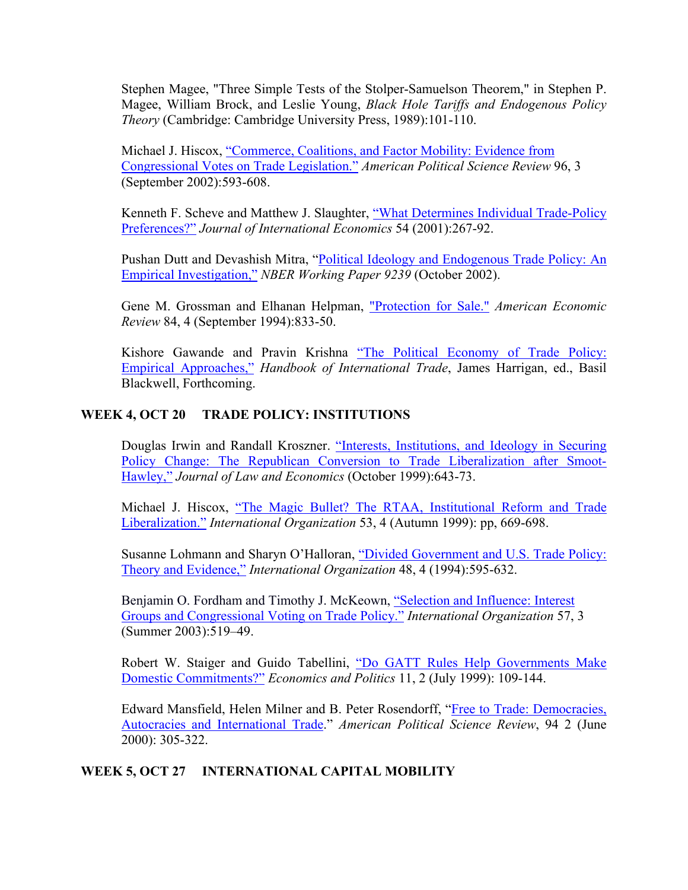Stephen Magee, "Three Simple Tests of the Stolper-Samuelson Theorem," in Stephen P. Magee, William Brock, and Leslie Young, *Black Hole Tariffs and Endogenous Policy Theory* (Cambridge: Cambridge University Press, 1989):101-110.

Michael J. Hiscox, "Commerce, Coalitions, and Factor Mobility: Evidence from Congressional Votes on Trade Legislation." *American Political Science Review* 96, 3 (September 2002):593-608.

Kenneth F. Scheve and Matthew J. Slaughter, "What Determines Individual Trade-Policy Preferences?" *Journal of International Economics* 54 (2001):267-92.

Pushan Dutt and Devashish Mitra, "Political Ideology and Endogenous Trade Policy: An Empirical Investigation," *NBER Working Paper 9239* (October 2002).

Gene M. Grossman and Elhanan Helpman, "Protection for Sale." *American Economic Review* 84, 4 (September 1994):833-50.

Kishore Gawande and Pravin Krishna "The Political Economy of Trade Policy: Empirical Approaches," *Handbook of International Trade*, James Harrigan, ed., Basil Blackwell, Forthcoming.

## WEEK 4, OCT 20 TRADE POLICY: INSTITUTIONS

Douglas Irwin and Randall Kroszner. "Interests, Institutions, and Ideology in Securing Policy Change: The Republican Conversion to Trade Liberalization after Smoot-Hawley," *Journal of Law and Economics* (October 1999):643-73.

Michael J. Hiscox, "The Magic Bullet? The RTAA, Institutional Reform and Trade Liberalization." *International Organization* 53, 4 (Autumn 1999): pp, 669-698.

Susanne Lohmann and Sharyn O'Halloran, "Divided Government and U.S. Trade Policy: Theory and Evidence," *International Organization* 48, 4 (1994):595-632.

Benjamin O. Fordham and Timothy J. McKeown, "Selection and Influence: Interest Groups and Congressional Voting on Trade Policy." *International Organization* 57, 3 (Summer 2003):519–49.

Robert W. Staiger and Guido Tabellini, "Do GATT Rules Help Governments Make Domestic Commitments?" *Economics and Politics* 11, 2 (July 1999): 109-144.

Edward Mansfield, Helen Milner and B. Peter Rosendorff, "Free to Trade: Democracies, Autocracies and International Trade." *American Political Science Review*, 94 2 (June 2000): 305-322.

## WEEK 5, OCT 27 INTERNATIONAL CAPITAL MOBILITY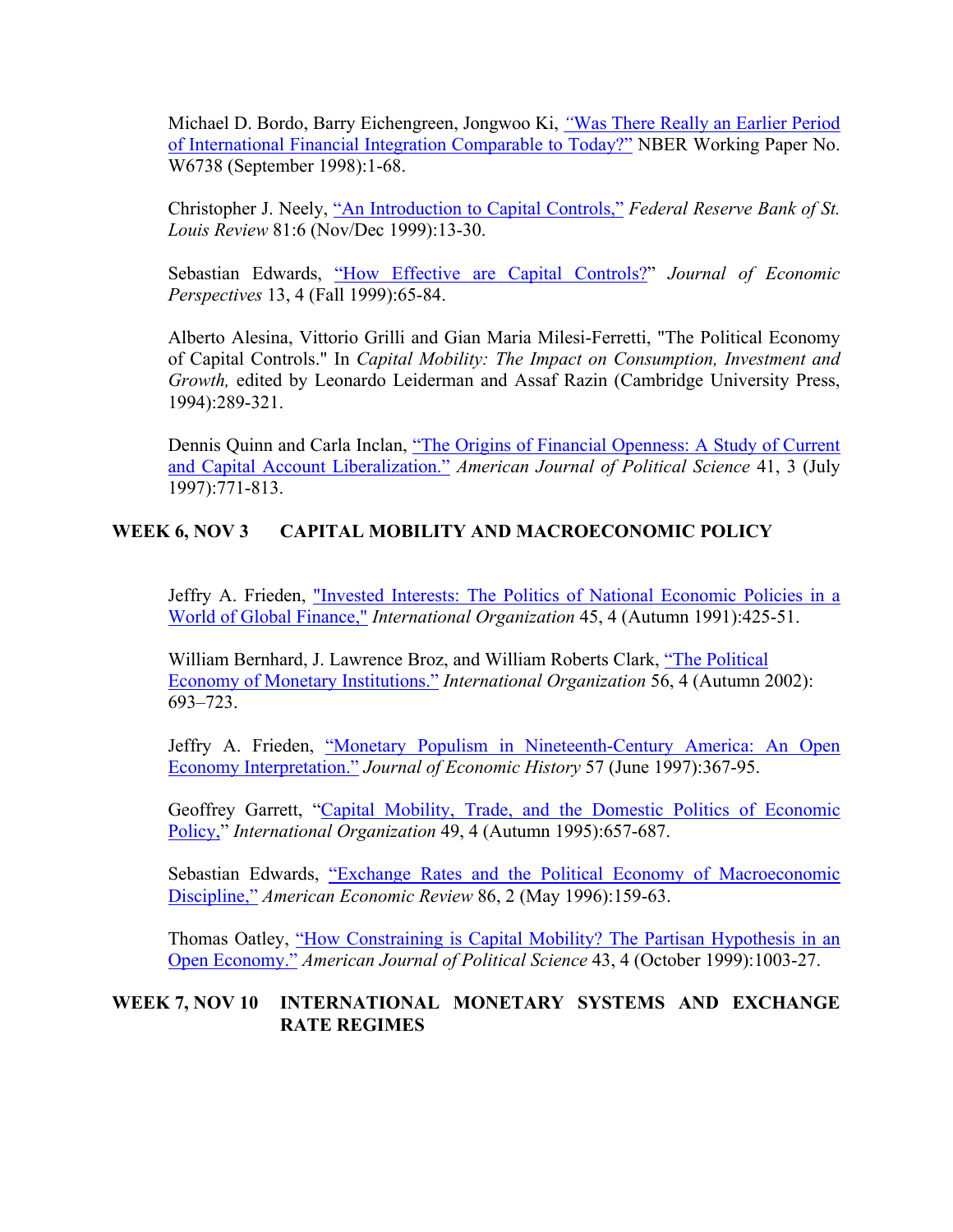Michael D. Bordo, Barry Eichengreen, Jongwoo Ki, "Was There Really an Earlier Period of International Financial Integration Comparable to Today?" NBER Working Paper No. W6738 (September 1998):1-68.

Christopher J. Neely, "An Introduction to Capital Controls," *Federal Reserve Bank of St. Louis Review* 81:6 (Nov/Dec 1999):13-30.

Sebastian Edwards, "How Effective are Capital Controls?" *Journal of Economic Perspectives* 13, 4 (Fall 1999):65-84.

Alberto Alesina, Vittorio Grilli and Gian Maria Milesi-Ferretti, "The Political Economy of Capital Controls." In *Capital Mobility: The Impact on Consumption, Investment and Growth,* edited by Leonardo Leiderman and Assaf Razin (Cambridge University Press, 1994):289-321.

Dennis Quinn and Carla Inclan, "The Origins of Financial Openness: A Study of Current and Capital Account Liberalization." *American Journal of Political Science* 41, 3 (July 1997):771-813.

## WEEK 6, NOV 3 CAPITAL MOBILITY AND MACROECONOMIC POLICY

Jeffry A. Frieden, "Invested Interests: The Politics of National Economic Policies in a World of Global Finance," *International Organization* 45, 4 (Autumn 1991):425-51.

William Bernhard, J. Lawrence Broz, and William Roberts Clark, "The Political Economy of Monetary Institutions." *International Organization* 56, 4 (Autumn 2002): 693–723.

Jeffry A. Frieden, "Monetary Populism in Nineteenth-Century America: An Open Economy Interpretation." *Journal of Economic History* 57 (June 1997):367-95.

Geoffrey Garrett, "Capital Mobility, Trade, and the Domestic Politics of Economic Policy," *International Organization* 49, 4 (Autumn 1995):657-687.

Sebastian Edwards, "Exchange Rates and the Political Economy of Macroeconomic Discipline," *American Economic Review* 86, 2 (May 1996):159-63.

Thomas Oatley, "How Constraining is Capital Mobility? The Partisan Hypothesis in an Open Economy." *American Journal of Political Science* 43, 4 (October 1999):1003-27.

## WEEK 7, NOV 10 INTERNATIONAL MONETARY SYSTEMS AND EXCHANGE RATE REGIMES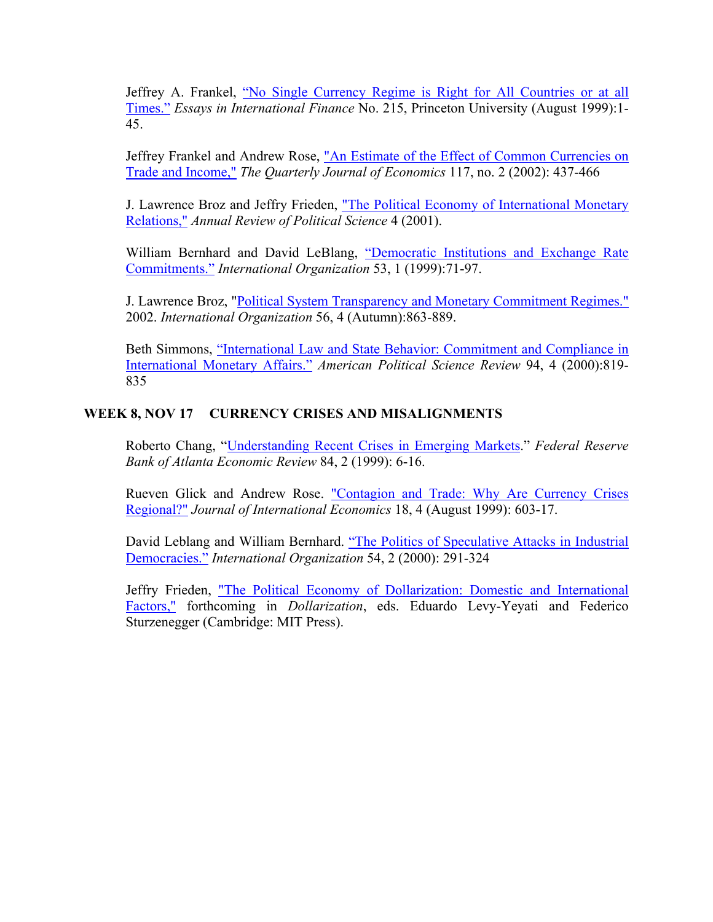Jeffrey A. Frankel, "No Single Currency Regime is Right for All Countries or at all Times." *Essays in International Finance* No. 215, Princeton University (August 1999):1-45.

Jeffrey Frankel and Andrew Rose, "An Estimate of the Effect of Common Currencies on Trade and Income," *The Quarterly Journal of Economics* 117, no. 2 (2002): 437-466

J. Lawrence Broz and Jeffry Frieden, "The Political Economy of International Monetary Relations," *Annual Review of Political Science* 4 (2001).

William Bernhard and David LeBlang, "Democratic Institutions and Exchange Rate Commitments." *International Organization* 53, 1 (1999):71-97.

J. Lawrence Broz, "Political System Transparency and Monetary Commitment Regimes." 2002. *International Organization* 56, 4 (Autumn):863-889.

Beth Simmons, "International Law and State Behavior: Commitment and Compliance in International Monetary Affairs." *American Political Science Review* 94, 4 (2000):819-835

**WEEK 8, NOV 17 CURRENCY CRISES AND MISALIGNMENTS**

Roberto Chang, "Understanding Recent Crises in Emerging Markets." *Federal Reserve Bank of Atlanta Economic Review* 84, 2 (1999): 6-16.

Rueven Glick and Andrew Rose. "Contagion and Trade: Why Are Currency Crises Regional?" *Journal of International Economics* 18, 4 (August 1999): 603-17.

David Leblang and William Bernhard. "The Politics of Speculative Attacks in Industrial Democracies." *International Organization* 54, 2 (2000): 291-324

Jeffry Frieden, "The Political Economy of Dollarization: Domestic and International Factors," forthcoming in *Dollarization*, eds. Eduardo Levy-Yeyati and Federico Sturzenegger (Cambridge: MIT Press).